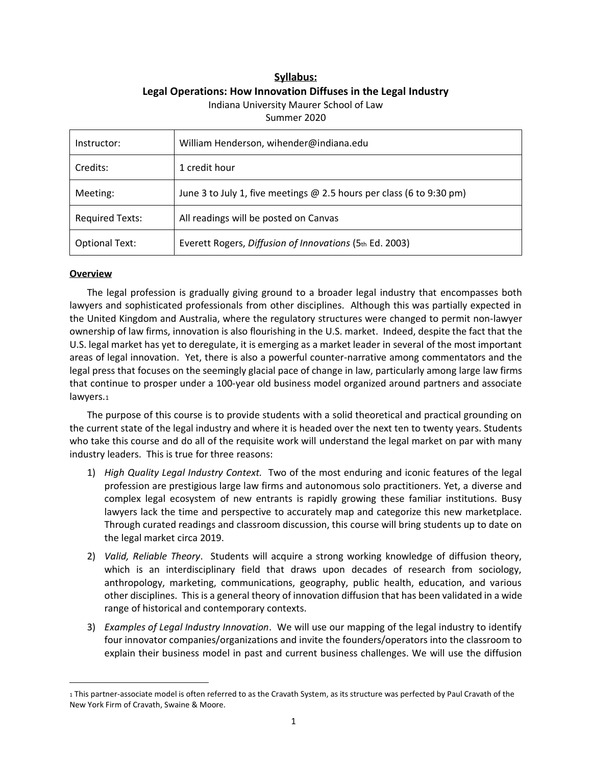# Syllabus:

## Legal Operations: How Innovation Diffuses in the Legal Industry

Indiana University Maurer School of Law
Summer 2020

| Instructor: | William Henderson, wihender@indiana.edu |
| --- | --- |
| Credits: | 1 credit hour |
| Meeting: | June 3 to July 1, five meetings @ 2.5 hours per class (6 to 9:30 pm) |
| Required Texts: | All readings will be posted on Canvas |
| Optional Text: | Everett Rogers, *Diffusion of Innovations* (5th Ed. 2003) |

**Overview**

The legal profession is gradually giving ground to a broader legal industry that encompasses both lawyers and sophisticated professionals from other disciplines. Although this was partially expected in the United Kingdom and Australia, where the regulatory structures were changed to permit non-lawyer ownership of law firms, innovation is also flourishing in the U.S. market. Indeed, despite the fact that the U.S. legal market has yet to deregulate, it is emerging as a market leader in several of the most important areas of legal innovation. Yet, there is also a powerful counter-narrative among commentators and the legal press that focuses on the seemingly glacial pace of change in law, particularly among large law firms that continue to prosper under a 100-year old business model organized around partners and associate lawyers.[1]

The purpose of this course is to provide students with a solid theoretical and practical grounding on the current state of the legal industry and where it is headed over the next ten to twenty years. Students who take this course and do all of the requisite work will understand the legal market on par with many industry leaders. This is true for three reasons:

1) *High Quality Legal Industry Context.* Two of the most enduring and iconic features of the legal profession are prestigious large law firms and autonomous solo practitioners. Yet, a diverse and complex legal ecosystem of new entrants is rapidly growing these familiar institutions. Busy lawyers lack the time and perspective to accurately map and categorize this new marketplace. Through curated readings and classroom discussion, this course will bring students up to date on the legal market circa 2019.

2) *Valid, Reliable Theory*. Students will acquire a strong working knowledge of diffusion theory, which is an interdisciplinary field that draws upon decades of research from sociology, anthropology, marketing, communications, geography, public health, education, and various other disciplines. This is a general theory of innovation diffusion that has been validated in a wide range of historical and contemporary contexts.

3) *Examples of Legal Industry Innovation*. We will use our mapping of the legal industry to identify four innovator companies/organizations and invite the founders/operators into the classroom to explain their business model in past and current business challenges. We will use the diffusion

---

[1] This partner-associate model is often referred to as the Cravath System, as its structure was perfected by Paul Cravath of the New York Firm of Cravath, Swaine & Moore.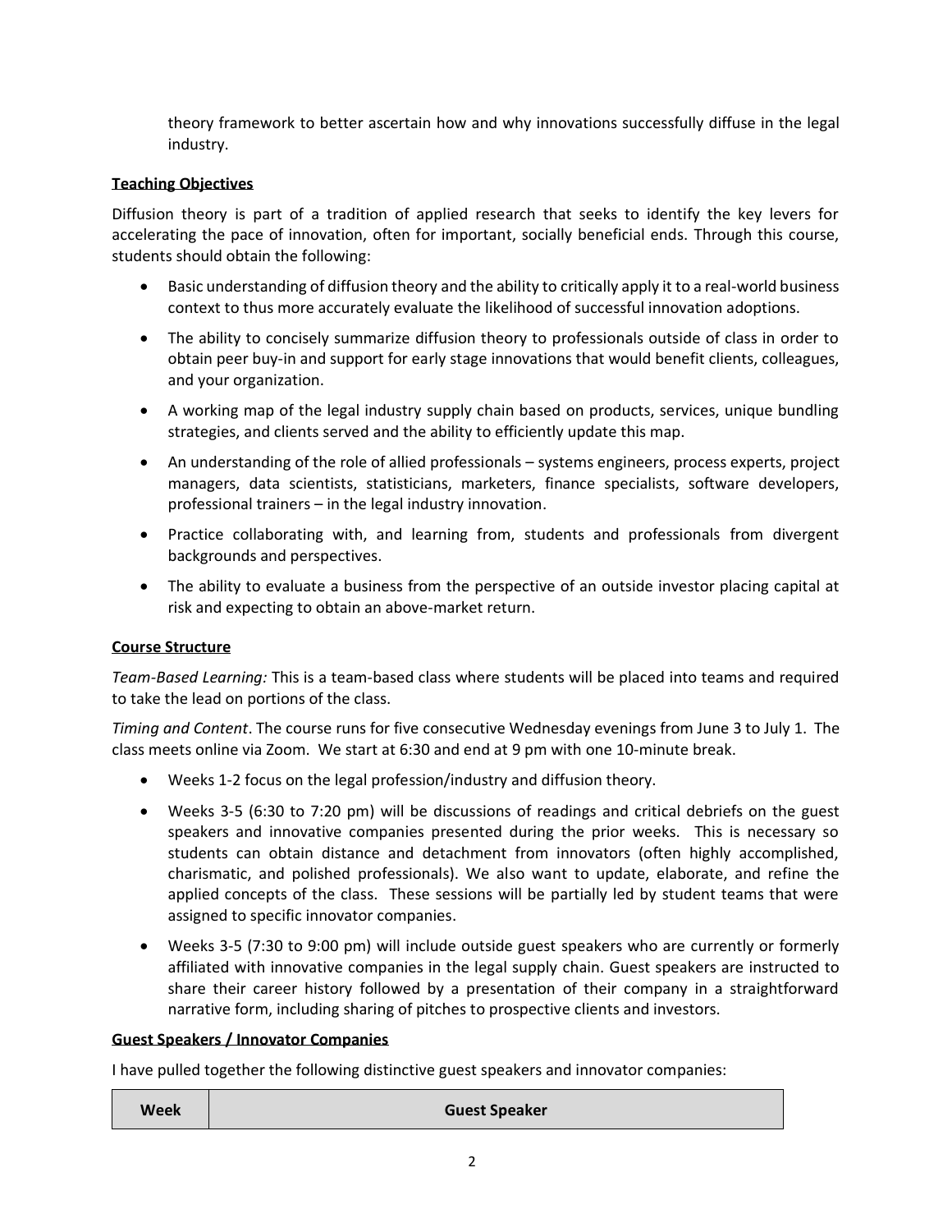theory framework to better ascertain how and why innovations successfully diffuse in the legal industry.

**Teaching Objectives**

Diffusion theory is part of a tradition of applied research that seeks to identify the key levers for accelerating the pace of innovation, often for important, socially beneficial ends. Through this course, students should obtain the following:

- Basic understanding of diffusion theory and the ability to critically apply it to a real-world business context to thus more accurately evaluate the likelihood of successful innovation adoptions.
- The ability to concisely summarize diffusion theory to professionals outside of class in order to obtain peer buy-in and support for early stage innovations that would benefit clients, colleagues, and your organization.
- A working map of the legal industry supply chain based on products, services, unique bundling strategies, and clients served and the ability to efficiently update this map.
- An understanding of the role of allied professionals – systems engineers, process experts, project managers, data scientists, statisticians, marketers, finance specialists, software developers, professional trainers – in the legal industry innovation.
- Practice collaborating with, and learning from, students and professionals from divergent backgrounds and perspectives.
- The ability to evaluate a business from the perspective of an outside investor placing capital at risk and expecting to obtain an above-market return.

**Course Structure**

*Team-Based Learning:* This is a team-based class where students will be placed into teams and required to take the lead on portions of the class.

*Timing and Content*. The course runs for five consecutive Wednesday evenings from June 3 to July 1. The class meets online via Zoom. We start at 6:30 and end at 9 pm with one 10-minute break.

- Weeks 1-2 focus on the legal profession/industry and diffusion theory.
- Weeks 3-5 (6:30 to 7:20 pm) will be discussions of readings and critical debriefs on the guest speakers and innovative companies presented during the prior weeks. This is necessary so students can obtain distance and detachment from innovators (often highly accomplished, charismatic, and polished professionals). We also want to update, elaborate, and refine the applied concepts of the class. These sessions will be partially led by student teams that were assigned to specific innovator companies.
- Weeks 3-5 (7:30 to 9:00 pm) will include outside guest speakers who are currently or formerly affiliated with innovative companies in the legal supply chain. Guest speakers are instructed to share their career history followed by a presentation of their company in a straightforward narrative form, including sharing of pitches to prospective clients and investors.

**Guest Speakers / Innovator Companies**

I have pulled together the following distinctive guest speakers and innovator companies:

| Week | Guest Speaker |
| --- | --- |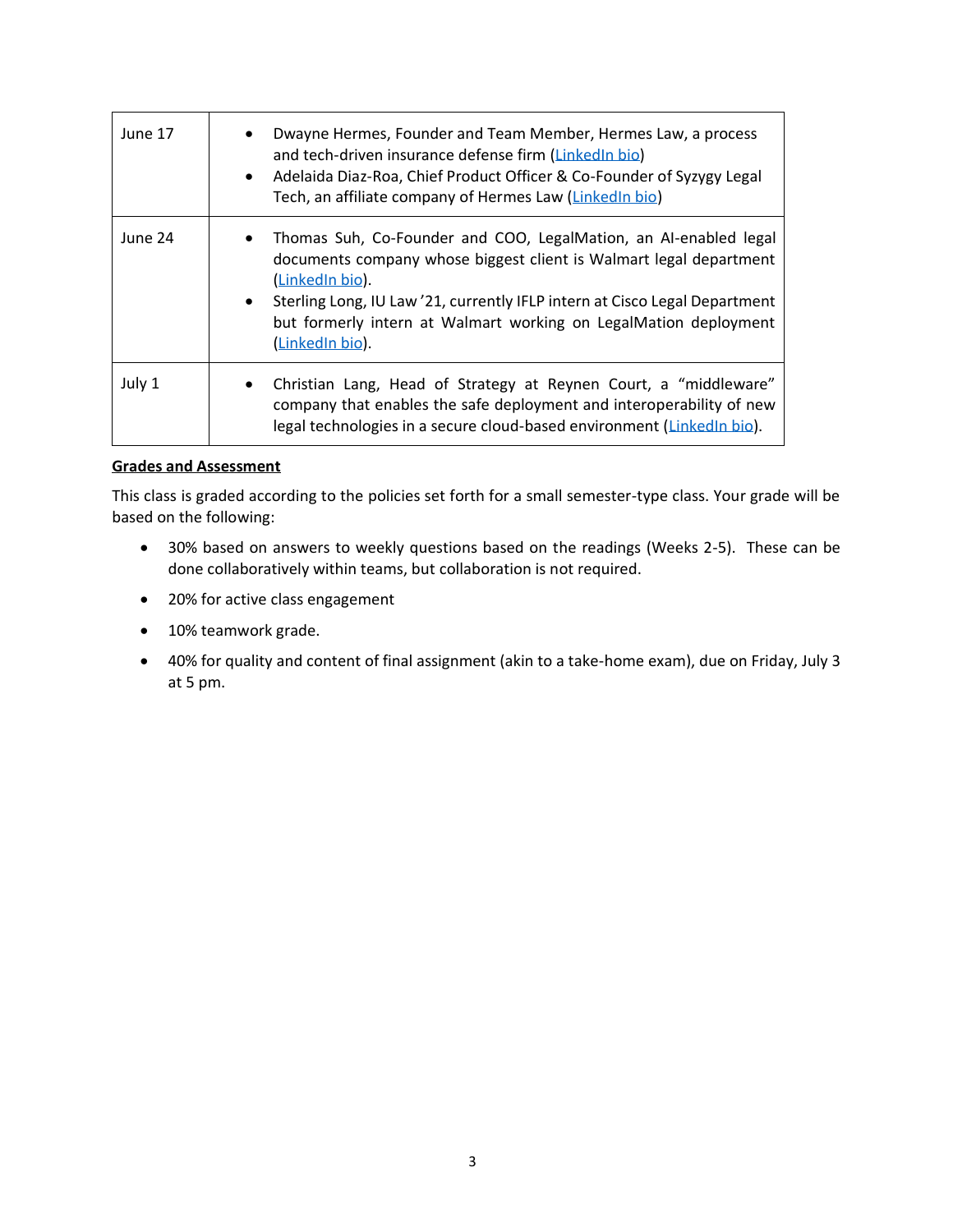| | |
|---|---|
| June 17 | • Dwayne Hermes, Founder and Team Member, Hermes Law, a process and tech-driven insurance defense firm (LinkedIn bio)<br>• Adelaida Diaz-Roa, Chief Product Officer & Co-Founder of Syzygy Legal Tech, an affiliate company of Hermes Law (LinkedIn bio) |
| June 24 | • Thomas Suh, Co-Founder and COO, LegalMation, an AI-enabled legal documents company whose biggest client is Walmart legal department (LinkedIn bio).<br>• Sterling Long, IU Law '21, currently IFLP intern at Cisco Legal Department but formerly intern at Walmart working on LegalMation deployment (LinkedIn bio). |
| July 1 | • Christian Lang, Head of Strategy at Reynen Court, a "middleware" company that enables the safe deployment and interoperability of new legal technologies in a secure cloud-based environment (LinkedIn bio). |

**Grades and Assessment**

This class is graded according to the policies set forth for a small semester-type class. Your grade will be based on the following:

- 30% based on answers to weekly questions based on the readings (Weeks 2-5). These can be done collaboratively within teams, but collaboration is not required.
- 20% for active class engagement
- 10% teamwork grade.
- 40% for quality and content of final assignment (akin to a take-home exam), due on Friday, July 3 at 5 pm.